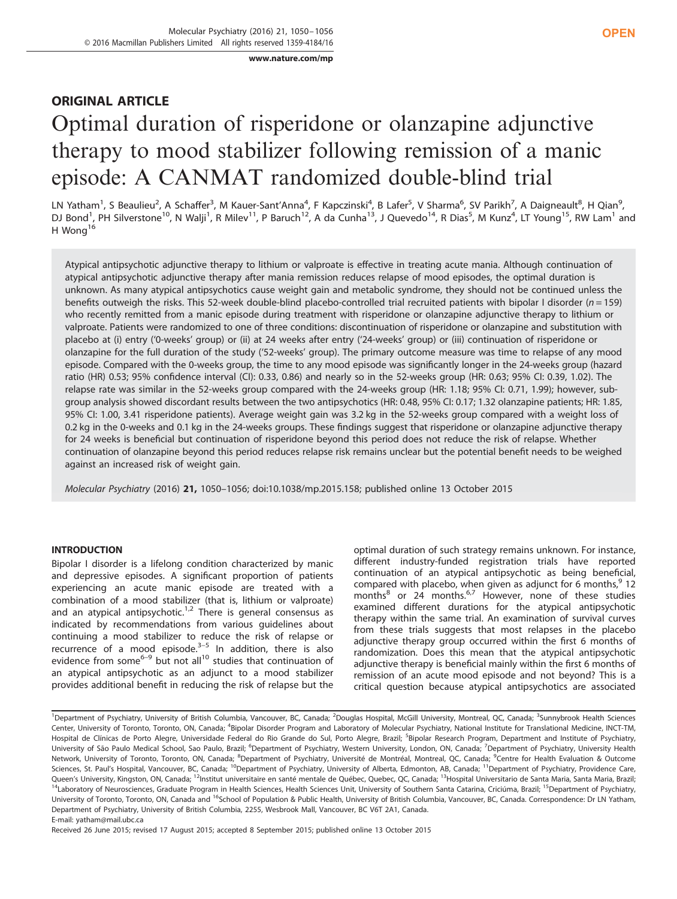## ORIGINAL ARTICLE

# Optimal duration of risperidone or olanzapine adjunctive therapy to mood stabilizer following remission of a manic episode: A CANMAT randomized double-blind trial

LN Yatham[1], S Beaulieu[2], A Schaffer[3], M Kauer-Sant'Anna[4], F Kapczinski[4], B Lafer[5], V Sharma[6], SV Parikh[7], A Daigneault[8], H Qian[9], DJ Bond[1], PH Silverstone[10], N Walji[1], R Milev[11], P Baruch[12], A da Cunha[13], J Quevedo[14], R Dias[5], M Kunz[4], LT Young[15], RW Lam[1] and H Wong[16]

Atypical antipsychotic adjunctive therapy to lithium or valproate is effective in treating acute mania. Although continuation of atypical antipsychotic adjunctive therapy after mania remission reduces relapse of mood episodes, the optimal duration is unknown. As many atypical antipsychotics cause weight gain and metabolic syndrome, they should not be continued unless the benefits outweigh the risks. This 52-week double-blind placebo-controlled trial recruited patients with bipolar I disorder ($n = 159$) who recently remitted from a manic episode during treatment with risperidone or olanzapine adjunctive therapy to lithium or valproate. Patients were randomized to one of three conditions: discontinuation of risperidone or olanzapine and substitution with placebo at (i) entry ('0-weeks' group) or (ii) at 24 weeks after entry ('24-weeks' group) or (iii) continuation of risperidone or olanzapine for the full duration of the study ('52-weeks' group). The primary outcome measure was time to relapse of any mood episode. Compared with the 0-weeks group, the time to any mood episode was significantly longer in the 24-weeks group (hazard ratio (HR) 0.53; 95% confidence interval (CI): 0.33, 0.86) and nearly so in the 52-weeks group (HR: 0.63; 95% CI: 0.39, 1.02). The relapse rate was similar in the 52-weeks group compared with the 24-weeks group (HR: 1.18; 95% CI: 0.71, 1.99); however, subgroup analysis showed discordant results between the two antipsychotics (HR: 0.48, 95% CI: 0.17; 1.32 olanzapine patients; HR: 1.85, 95% CI: 1.00, 3.41 risperidone patients). Average weight gain was 3.2 kg in the 52-weeks group compared with a weight loss of 0.2 kg in the 0-weeks and 0.1 kg in the 24-weeks groups. These findings suggest that risperidone or olanzapine adjunctive therapy for 24 weeks is beneficial but continuation of risperidone beyond this period does not reduce the risk of relapse. Whether continuation of olanzapine beyond this period reduces relapse risk remains unclear but the potential benefit needs to be weighed against an increased risk of weight gain.

*Molecular Psychiatry* (2016) **21,** 1050–1056; doi:10.1038/mp.2015.158; published online 13 October 2015

## INTRODUCTION

Bipolar I disorder is a lifelong condition characterized by manic and depressive episodes. A significant proportion of patients experiencing an acute manic episode are treated with a combination of a mood stabilizer (that is, lithium or valproate) and an atypical antipsychotic.[1,2] There is general consensus as indicated by recommendations from various guidelines about continuing a mood stabilizer to reduce the risk of relapse or recurrence of a mood episode.[3–5] In addition, there is also evidence from some[6–9] but not all[10] studies that continuation of an atypical antipsychotic as an adjunct to a mood stabilizer provides additional benefit in reducing the risk of relapse but the optimal duration of such strategy remains unknown. For instance, different industry-funded registration trials have reported continuation of an atypical antipsychotic as being beneficial, compared with placebo, when given as adjunct for 6 months,[9] 12 months[8] or 24 months.[6,7] However, none of these studies examined different durations for the atypical antipsychotic therapy within the same trial. An examination of survival curves from these trials suggests that most relapses in the placebo adjunctive therapy group occurred within the first 6 months of randomization. Does this mean that the atypical antipsychotic adjunctive therapy is beneficial mainly within the first 6 months of remission of an acute mood episode and not beyond? This is a critical question because atypical antipsychotics are associated

[1]Department of Psychiatry, University of British Columbia, Vancouver, BC, Canada; [2]Douglas Hospital, McGill University, Montreal, QC, Canada; [3]Sunnybrook Health Sciences Center, University of Toronto, Toronto, ON, Canada; [4]Bipolar Disorder Program and Laboratory of Molecular Psychiatry, National Institute for Translational Medicine, INCT-TM, Hospital de Clínicas de Porto Alegre, Universidade Federal do Rio Grande do Sul, Porto Alegre, Brazil; [5]Bipolar Research Program, Department and Institute of Psychiatry, University of São Paulo Medical School, Sao Paulo, Brazil; [6]Department of Psychiatry, Western University, London, ON, Canada; [7]Department of Psychiatry, University Health Network, University of Toronto, Toronto, ON, Canada; [8]Department of Psychiatry, Université de Montréal, Montreal, QC, Canada; [9]Centre for Health Evaluation & Outcome Sciences, St. Paul's Hospital, Vancouver, BC, Canada; [10]Department of Psychiatry, University of Alberta, Edmonton, AB, Canada; [11]Department of Psychiatry, Providence Care, Queen's University, Kingston, ON, Canada; [12]Institut universitaire en santé mentale de Québec, Quebec, QC, Canada; [13]Hospital Universitario de Santa Maria, Santa Maria, Brazil; [14]Laboratory of Neurosciences, Graduate Program in Health Sciences, Health Sciences Unit, University of Southern Santa Catarina, Criciúma, Brazil; [15]Department of Psychiatry, University of Toronto, Toronto, ON, Canada and [16]School of Population & Public Health, University of British Columbia, Vancouver, BC, Canada. Correspondence: Dr LN Yatham, Department of Psychiatry, University of British Columbia, 2255, Wesbrook Mall, Vancouver, BC V6T 2A1, Canada.
E-mail: yatham@mail.ubc.ca

Received 26 June 2015; revised 17 August 2015; accepted 8 September 2015; published online 13 October 2015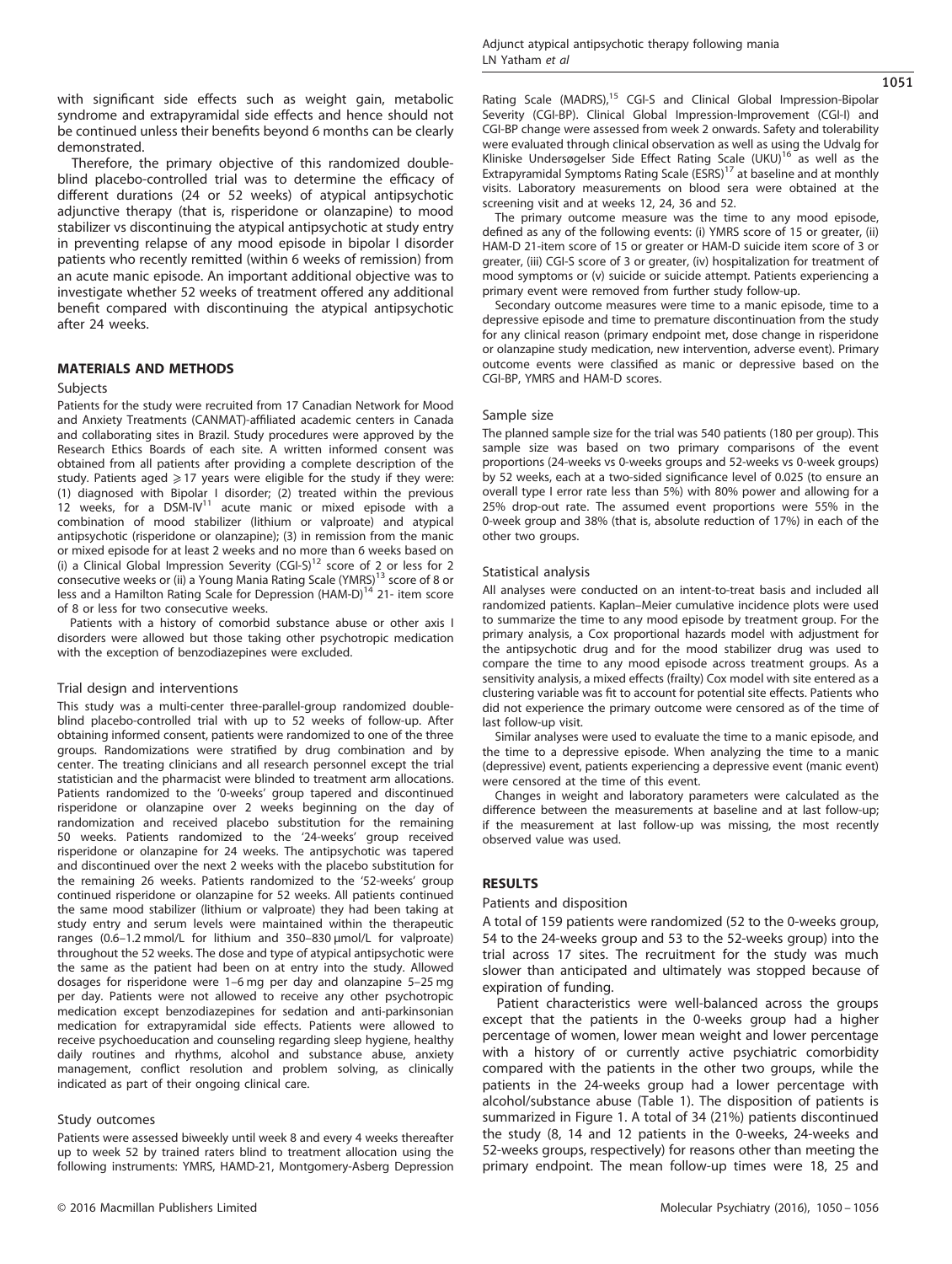with significant side effects such as weight gain, metabolic syndrome and extrapyramidal side effects and hence should not be continued unless their benefits beyond 6 months can be clearly demonstrated.

Therefore, the primary objective of this randomized double-blind placebo-controlled trial was to determine the efficacy of different durations (24 or 52 weeks) of atypical antipsychotic adjunctive therapy (that is, risperidone or olanzapine) to mood stabilizer vs discontinuing the atypical antipsychotic at study entry in preventing relapse of any mood episode in bipolar I disorder patients who recently remitted (within 6 weeks of remission) from an acute manic episode. An important additional objective was to investigate whether 52 weeks of treatment offered any additional benefit compared with discontinuing the atypical antipsychotic after 24 weeks.

## MATERIALS AND METHODS

### Subjects

Patients for the study were recruited from 17 Canadian Network for Mood and Anxiety Treatments (CANMAT)-affiliated academic centers in Canada and collaborating sites in Brazil. Study procedures were approved by the Research Ethics Boards of each site. A written informed consent was obtained from all patients after providing a complete description of the study. Patients aged $\geqslant 17$ years were eligible for the study if they were: (1) diagnosed with Bipolar I disorder; (2) treated within the previous 12 weeks, for a DSM-IV[11] acute manic or mixed episode with a combination of mood stabilizer (lithium or valproate) and atypical antipsychotic (risperidone or olanzapine); (3) in remission from the manic or mixed episode for at least 2 weeks and no more than 6 weeks based on (i) a Clinical Global Impression Severity (CGI-S)[12] score of 2 or less for 2 consecutive weeks or (ii) a Young Mania Rating Scale (YMRS)[13] score of 8 or less and a Hamilton Rating Scale for Depression (HAM-D)[14] 21- item score of 8 or less for two consecutive weeks.

Patients with a history of comorbid substance abuse or other axis I disorders were allowed but those taking other psychotropic medication with the exception of benzodiazepines were excluded.

### Trial design and interventions

This study was a multi-center three-parallel-group randomized double-blind placebo-controlled trial with up to 52 weeks of follow-up. After obtaining informed consent, patients were randomized to one of the three groups. Randomizations were stratified by drug combination and by center. The treating clinicians and all research personnel except the trial statistician and the pharmacist were blinded to treatment arm allocations. Patients randomized to the '0-weeks' group tapered and discontinued risperidone or olanzapine over 2 weeks beginning on the day of randomization and received placebo substitution for the remaining 50 weeks. Patients randomized to the '24-weeks' group received risperidone or olanzapine for 24 weeks. The antipsychotic was tapered and discontinued over the next 2 weeks with the placebo substitution for the remaining 26 weeks. Patients randomized to the '52-weeks' group continued risperidone or olanzapine for 52 weeks. All patients continued the same mood stabilizer (lithium or valproate) they had been taking at study entry and serum levels were maintained within the therapeutic ranges (0.6–1.2 mmol/L for lithium and 350–830 μmol/L for valproate) throughout the 52 weeks. The dose and type of atypical antipsychotic were the same as the patient had been on at entry into the study. Allowed dosages for risperidone were 1–6 mg per day and olanzapine 5–25 mg per day. Patients were not allowed to receive any other psychotropic medication except benzodiazepines for sedation and anti-parkinsonian medication for extrapyramidal side effects. Patients were allowed to receive psychoeducation and counseling regarding sleep hygiene, healthy daily routines and rhythms, alcohol and substance abuse, anxiety management, conflict resolution and problem solving, as clinically indicated as part of their ongoing clinical care.

### Study outcomes

Patients were assessed biweekly until week 8 and every 4 weeks thereafter up to week 52 by trained raters blind to treatment allocation using the following instruments: YMRS, HAMD-21, Montgomery-Asberg Depression Rating Scale (MADRS),[15] CGI-S and Clinical Global Impression-Bipolar Severity (CGI-BP). Clinical Global Impression-Improvement (CGI-I) and CGI-BP change were assessed from week 2 onwards. Safety and tolerability were evaluated through clinical observation as well as using the Udvalg for Kliniske Undersøgelser Side Effect Rating Scale (UKU)[16] as well as the Extrapyramidal Symptoms Rating Scale (ESRS)[17] at baseline and at monthly visits. Laboratory measurements on blood sera were obtained at the screening visit and at weeks 12, 24, 36 and 52.

The primary outcome measure was the time to any mood episode, defined as any of the following events: (i) YMRS score of 15 or greater, (ii) HAM-D 21-item score of 15 or greater or HAM-D suicide item score of 3 or greater, (iii) CGI-S score of 3 or greater, (iv) hospitalization for treatment of mood symptoms or (v) suicide or suicide attempt. Patients experiencing a primary event were removed from further study follow-up.

Secondary outcome measures were time to a manic episode, time to a depressive episode and time to premature discontinuation from the study for any clinical reason (primary endpoint met, dose change in risperidone or olanzapine study medication, new intervention, adverse event). Primary outcome events were classified as manic or depressive based on the CGI-BP, YMRS and HAM-D scores.

### Sample size

The planned sample size for the trial was 540 patients (180 per group). This sample size was based on two primary comparisons of the event proportions (24-weeks vs 0-weeks groups and 52-weeks vs 0-week groups) by 52 weeks, each at a two-sided significance level of 0.025 (to ensure an overall type I error rate less than 5%) with 80% power and allowing for a 25% drop-out rate. The assumed event proportions were 55% in the 0-week group and 38% (that is, absolute reduction of 17%) in each of the other two groups.

### Statistical analysis

All analyses were conducted on an intent-to-treat basis and included all randomized patients. Kaplan–Meier cumulative incidence plots were used to summarize the time to any mood episode by treatment group. For the primary analysis, a Cox proportional hazards model with adjustment for the antipsychotic drug and for the mood stabilizer drug was used to compare the time to any mood episode across treatment groups. As a sensitivity analysis, a mixed effects (frailty) Cox model with site entered as a clustering variable was fit to account for potential site effects. Patients who did not experience the primary outcome were censored as of the time of last follow-up visit.

Similar analyses were used to evaluate the time to a manic episode, and the time to a depressive episode. When analyzing the time to a manic (depressive) event, patients experiencing a depressive event (manic event) were censored at the time of this event.

Changes in weight and laboratory parameters were calculated as the difference between the measurements at baseline and at last follow-up; if the measurement at last follow-up was missing, the most recently observed value was used.

## RESULTS

### Patients and disposition

A total of 159 patients were randomized (52 to the 0-weeks group, 54 to the 24-weeks group and 53 to the 52-weeks group) into the trial across 17 sites. The recruitment for the study was much slower than anticipated and ultimately was stopped because of expiration of funding.

Patient characteristics were well-balanced across the groups except that the patients in the 0-weeks group had a higher percentage of women, lower mean weight and lower percentage with a history of or currently active psychiatric comorbidity compared with the patients in the other two groups, while the patients in the 24-weeks group had a lower percentage with alcohol/substance abuse (Table 1). The disposition of patients is summarized in Figure 1. A total of 34 (21%) patients discontinued the study (8, 14 and 12 patients in the 0-weeks, 24-weeks and 52-weeks groups, respectively) for reasons other than meeting the primary endpoint. The mean follow-up times were 18, 25 and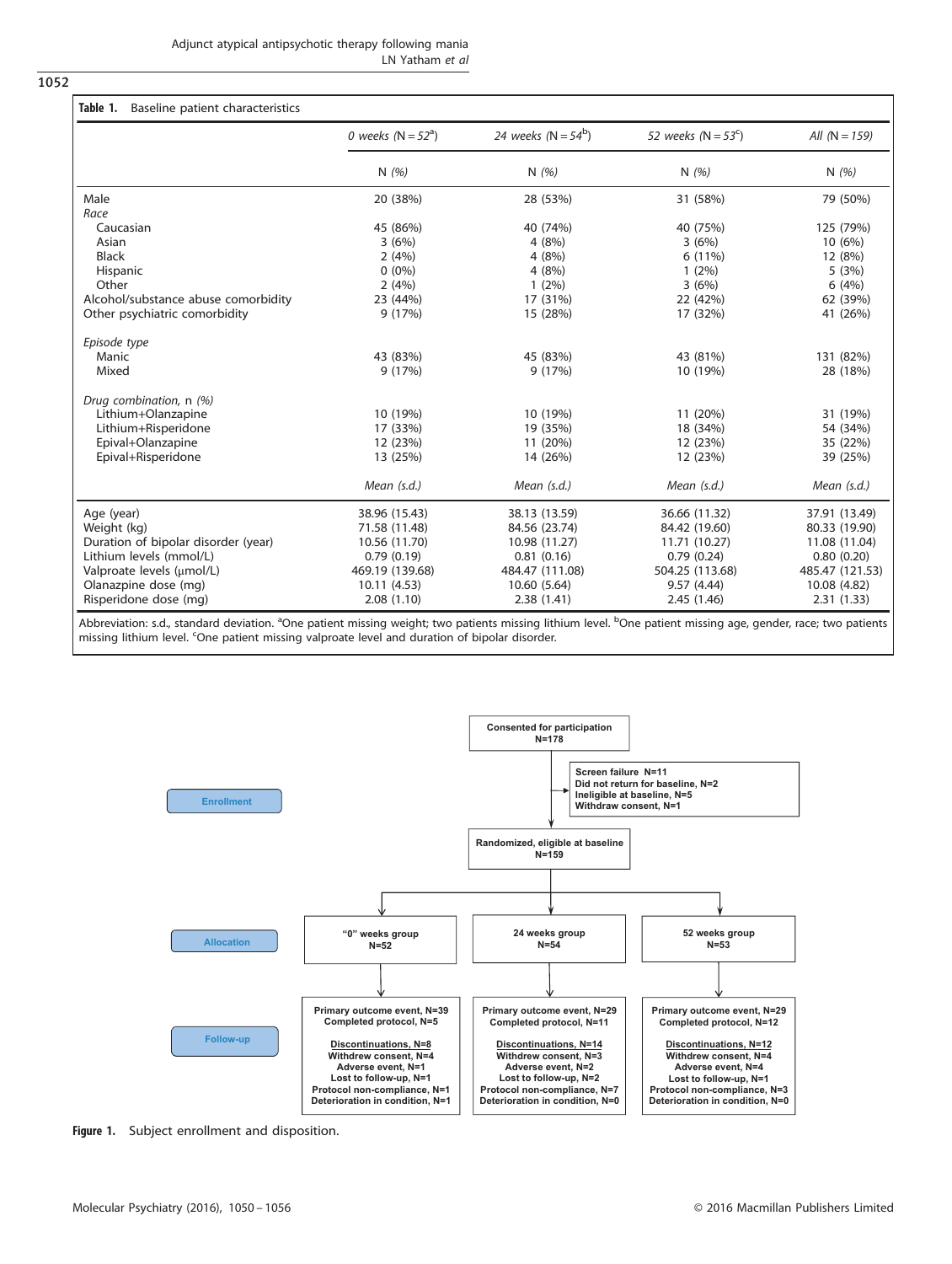**Table 1.** Baseline patient characteristics

| | 0 weeks (N = 52[a]) | 24 weeks (N = 54[b]) | 52 weeks (N = 53[c]) | All (N = 159) |
|---|---|---|---|---|
| | N (%) | N (%) | N (%) | N (%) |
| Male | 20 (38%) | 28 (53%) | 31 (58%) | 79 (50%) |
| *Race* | | | | |
| Caucasian | 45 (86%) | 40 (74%) | 40 (75%) | 125 (79%) |
| Asian | 3 (6%) | 4 (8%) | 3 (6%) | 10 (6%) |
| Black | 2 (4%) | 4 (8%) | 6 (11%) | 12 (8%) |
| Hispanic | 0 (0%) | 4 (8%) | 1 (2%) | 5 (3%) |
| Other | 2 (4%) | 1 (2%) | 3 (6%) | 6 (4%) |
| Alcohol/substance abuse comorbidity | 23 (44%) | 17 (31%) | 22 (42%) | 62 (39%) |
| Other psychiatric comorbidity | 9 (17%) | 15 (28%) | 17 (32%) | 41 (26%) |
| *Episode type* | | | | |
| Manic | 43 (83%) | 45 (83%) | 43 (81%) | 131 (82%) |
| Mixed | 9 (17%) | 9 (17%) | 10 (19%) | 28 (18%) |
| *Drug combination, n (%)* | | | | |
| Lithium+Olanzapine | 10 (19%) | 10 (19%) | 11 (20%) | 31 (19%) |
| Lithium+Risperidone | 17 (33%) | 19 (35%) | 18 (34%) | 54 (34%) |
| Epival+Olanzapine | 12 (23%) | 11 (20%) | 12 (23%) | 35 (22%) |
| Epival+Risperidone | 13 (25%) | 14 (26%) | 12 (23%) | 39 (25%) |
| | Mean (s.d.) | Mean (s.d.) | Mean (s.d.) | Mean (s.d.) |
| Age (year) | 38.96 (15.43) | 38.13 (13.59) | 36.66 (11.32) | 37.91 (13.49) |
| Weight (kg) | 71.58 (11.48) | 84.56 (23.74) | 84.42 (19.60) | 80.33 (19.90) |
| Duration of bipolar disorder (year) | 10.56 (11.70) | 10.98 (11.27) | 11.71 (10.27) | 11.08 (11.04) |
| Lithium levels (mmol/L) | 0.79 (0.19) | 0.81 (0.16) | 0.79 (0.24) | 0.80 (0.20) |
| Valproate levels (μmol/L) | 469.19 (139.68) | 484.47 (111.08) | 504.25 (113.68) | 485.47 (121.53) |
| Olanazpine dose (mg) | 10.11 (4.53) | 10.60 (5.64) | 9.57 (4.44) | 10.08 (4.82) |
| Risperidone dose (mg) | 2.08 (1.10) | 2.38 (1.41) | 2.45 (1.46) | 2.31 (1.33) |

Abbreviation: s.d., standard deviation. [a]One patient missing weight; two patients missing lithium level. [b]One patient missing age, gender, race; two patients missing lithium level. [c]One patient missing valproate level and duration of bipolar disorder.

**Enrollment**

Consented for participation N=178

Screen failure N=11
Did not return for baseline, N=2
Ineligible at baseline, N=5
Withdraw consent, N=1

Randomized, eligible at baseline N=159

**Allocation**

| "0" weeks group N=52 | 24 weeks group N=54 | 52 weeks group N=53 |
|---|---|---|

**Follow-up**

| "0" weeks group | 24 weeks group | 52 weeks group |
|---|---|---|
| Primary outcome event, N=39 | Primary outcome event, N=29 | Primary outcome event, N=29 |
| Completed protocol, N=5 | Completed protocol, N=11 | Completed protocol, N=12 |
| Discontinuations, N=8 | Discontinuations, N=14 | Discontinuations, N=12 |
| Withdrew consent, N=4 | Withdrew consent, N=3 | Withdrew consent, N=4 |
| Adverse event, N=1 | Adverse event, N=2 | Adverse event, N=4 |
| Lost to follow-up, N=1 | Lost to follow-up, N=2 | Lost to follow-up, N=1 |
| Protocol non-compliance, N=1 | Protocol non-compliance, N=7 | Protocol non-compliance, N=3 |
| Deterioration in condition, N=1 | Deterioration in condition, N=0 | Deterioration in condition, N=0 |

**Figure 1.** Subject enrollment and disposition.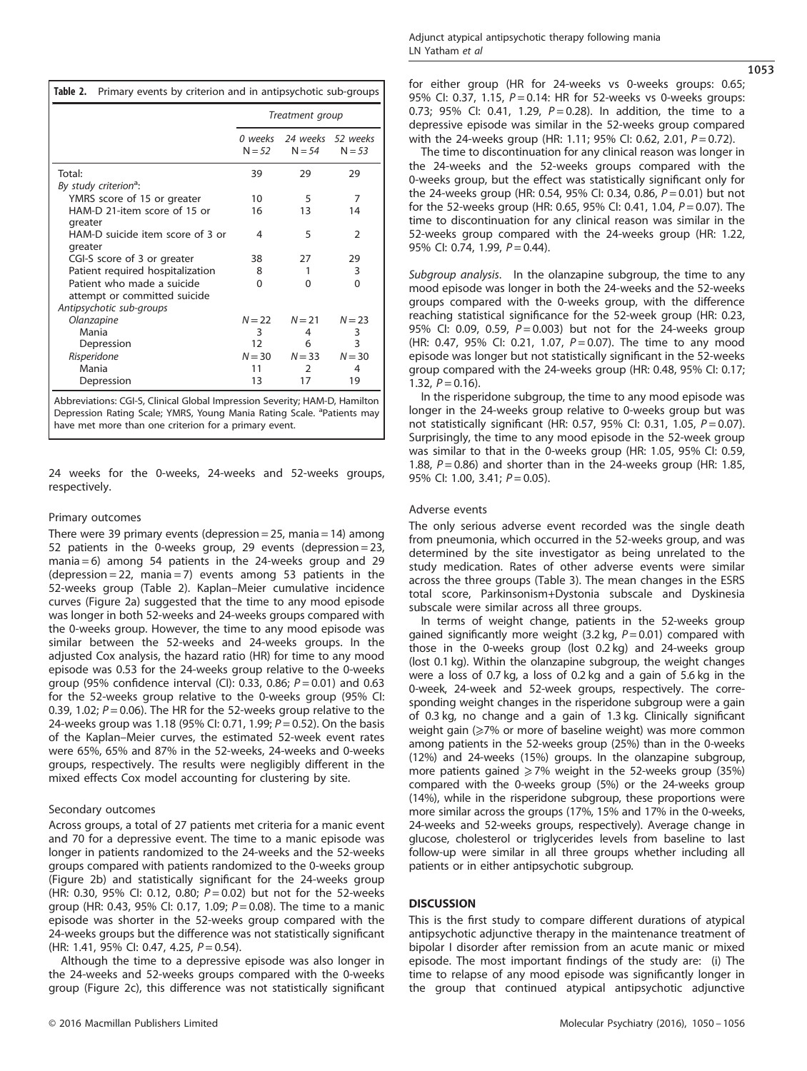**Table 2.** Primary events by criterion and in antipsychotic sub-groups

| | Treatment group | | |
|---|---|---|---|
| | 0 weeks N = 52 | 24 weeks N = 54 | 52 weeks N = 53 |
| Total: | 39 | 29 | 29 |
| *By study criterion*[a]: | | | |
| YMRS score of 15 or greater | 10 | 5 | 7 |
| HAM-D 21-item score of 15 or greater | 16 | 13 | 14 |
| HAM-D suicide item score of 3 or greater | 4 | 5 | 2 |
| CGI-S score of 3 or greater | 38 | 27 | 29 |
| Patient required hospitalization | 8 | 1 | 3 |
| Patient who made a suicide attempt or committed suicide | 0 | 0 | 0 |
| *Antipsychotic sub-groups* | | | |
| *Olanzapine* | *N* = 22 | *N* = 21 | *N* = 23 |
| Mania | 3 | 4 | 3 |
| Depression | 12 | 6 | 3 |
| *Risperidone* | *N* = 30 | *N* = 33 | *N* = 30 |
| Mania | 11 | 2 | 4 |
| Depression | 13 | 17 | 19 |

Abbreviations: CGI-S, Clinical Global Impression Severity; HAM-D, Hamilton Depression Rating Scale; YMRS, Young Mania Rating Scale. [a]Patients may have met more than one criterion for a primary event.

24 weeks for the 0-weeks, 24-weeks and 52-weeks groups, respectively.

### Primary outcomes

There were 39 primary events (depression = 25, mania = 14) among 52 patients in the 0-weeks group, 29 events (depression = 23, mania = 6) among 54 patients in the 24-weeks group and 29 (depression = 22, mania = 7) events among 53 patients in the 52-weeks group (Table 2). Kaplan–Meier cumulative incidence curves (Figure 2a) suggested that the time to any mood episode was longer in both 52-weeks and 24-weeks groups compared with the 0-weeks group. However, the time to any mood episode was similar between the 52-weeks and 24-weeks groups. In the adjusted Cox analysis, the hazard ratio (HR) for time to any mood episode was 0.53 for the 24-weeks group relative to the 0-weeks group (95% confidence interval (CI): 0.33, 0.86; $P = 0.01$) and 0.63 for the 52-weeks group relative to the 0-weeks group (95% CI: 0.39, 1.02; $P = 0.06$). The HR for the 52-weeks group relative to the 24-weeks group was 1.18 (95% CI: 0.71, 1.99; $P = 0.52$). On the basis of the Kaplan–Meier curves, the estimated 52-week event rates were 65%, 65% and 87% in the 52-weeks, 24-weeks and 0-weeks groups, respectively. The results were negligibly different in the mixed effects Cox model accounting for clustering by site.

### Secondary outcomes

Across groups, a total of 27 patients met criteria for a manic event and 70 for a depressive event. The time to a manic episode was longer in patients randomized to the 24-weeks and the 52-weeks groups compared with patients randomized to the 0-weeks group (Figure 2b) and statistically significant for the 24-weeks group (HR: 0.30, 95% CI: 0.12, 0.80; $P = 0.02$) but not for the 52-weeks group (HR: 0.43, 95% CI: 0.17, 1.09; $P = 0.08$). The time to a manic episode was shorter in the 52-weeks group compared with the 24-weeks groups but the difference was not statistically significant (HR: 1.41, 95% CI: 0.47, 4.25, $P = 0.54$).

Although the time to a depressive episode was also longer in the 24-weeks and 52-weeks groups compared with the 0-weeks group (Figure 2c), this difference was not statistically significant for either group (HR for 24-weeks vs 0-weeks groups: 0.65; 95% CI: 0.37, 1.15, $P = 0.14$: HR for 52-weeks vs 0-weeks groups: 0.73; 95% CI: 0.41, 1.29, $P = 0.28$). In addition, the time to a depressive episode was similar in the 52-weeks group compared with the 24-weeks group (HR: 1.11; 95% CI: 0.62, 2.01, $P = 0.72$).

The time to discontinuation for any clinical reason was longer in the 24-weeks and the 52-weeks groups compared with the 0-weeks group, but the effect was statistically significant only for the 24-weeks group (HR: 0.54, 95% CI: 0.34, 0.86, $P = 0.01$) but not for the 52-weeks group (HR: 0.65, 95% CI: 0.41, 1.04, $P = 0.07$). The time to discontinuation for any clinical reason was similar in the 52-weeks group compared with the 24-weeks group (HR: 1.22, 95% CI: 0.74, 1.99, $P = 0.44$).

*Subgroup analysis*. In the olanzapine subgroup, the time to any mood episode was longer in both the 24-weeks and the 52-weeks groups compared with the 0-weeks group, with the difference reaching statistical significance for the 52-week group (HR: 0.23, 95% CI: 0.09, 0.59, $P = 0.003$) but not for the 24-weeks group (HR: 0.47, 95% CI: 0.21, 1.07, $P = 0.07$). The time to any mood episode was longer but not statistically significant in the 52-weeks group compared with the 24-weeks group (HR: 0.48, 95% CI: 0.17; 1.32, $P = 0.16$).

In the risperidone subgroup, the time to any mood episode was longer in the 24-weeks group relative to 0-weeks group but was not statistically significant (HR: 0.57, 95% CI: 0.31, 1.05, $P = 0.07$). Surprisingly, the time to any mood episode in the 52-week group was similar to that in the 0-weeks group (HR: 1.05, 95% CI: 0.59, 1.88, $P = 0.86$) and shorter than in the 24-weeks group (HR: 1.85, 95% CI: 1.00, 3.41; $P = 0.05$).

### Adverse events

The only serious adverse event recorded was the single death from pneumonia, which occurred in the 52-weeks group, and was determined by the site investigator as being unrelated to the study medication. Rates of other adverse events were similar across the three groups (Table 3). The mean changes in the ESRS total score, Parkinsonism+Dystonia subscale and Dyskinesia subscale were similar across all three groups.

In terms of weight change, patients in the 52-weeks group gained significantly more weight (3.2 kg, $P = 0.01$) compared with those in the 0-weeks group (lost 0.2 kg) and 24-weeks group (lost 0.1 kg). Within the olanzapine subgroup, the weight changes were a loss of 0.7 kg, a loss of 0.2 kg and a gain of 5.6 kg in the 0-week, 24-week and 52-week groups, respectively. The corresponding weight changes in the risperidone subgroup were a gain of 0.3 kg, no change and a gain of 1.3 kg. Clinically significant weight gain (⩾7% or more of baseline weight) was more common among patients in the 52-weeks group (25%) than in the 0-weeks (12%) and 24-weeks (15%) groups. In the olanzapine subgroup, more patients gained ⩾7% weight in the 52-weeks group (35%) compared with the 0-weeks group (5%) or the 24-weeks group (14%), while in the risperidone subgroup, these proportions were more similar across the groups (17%, 15% and 17% in the 0-weeks, 24-weeks and 52-weeks groups, respectively). Average change in glucose, cholesterol or triglycerides levels from baseline to last follow-up were similar in all three groups whether including all patients or in either antipsychotic subgroup.

## DISCUSSION

This is the first study to compare different durations of atypical antipsychotic adjunctive therapy in the maintenance treatment of bipolar I disorder after remission from an acute manic or mixed episode. The most important findings of the study are: (i) The time to relapse of any mood episode was significantly longer in the group that continued atypical antipsychotic adjunctive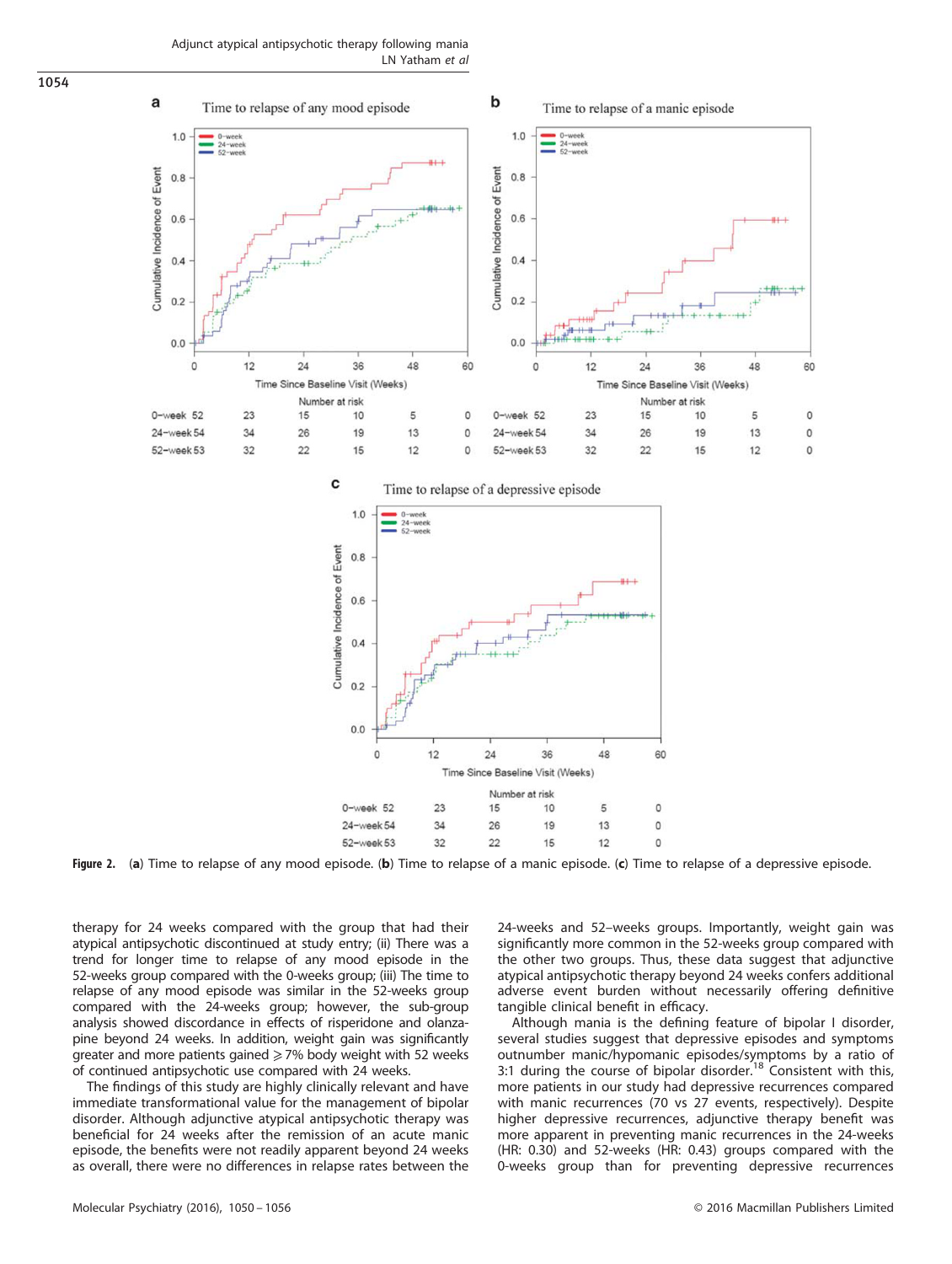**Figure 2.** (**a**) Time to relapse of any mood episode. (**b**) Time to relapse of a manic episode. (**c**) Time to relapse of a depressive episode.

therapy for 24 weeks compared with the group that had their atypical antipsychotic discontinued at study entry; (ii) There was a trend for longer time to relapse of any mood episode in the 52-weeks group compared with the 0-weeks group; (iii) The time to relapse of any mood episode was similar in the 52-weeks group compared with the 24-weeks group; however, the sub-group analysis showed discordance in effects of risperidone and olanzapine beyond 24 weeks. In addition, weight gain was significantly greater and more patients gained ⩾7% body weight with 52 weeks of continued antipsychotic use compared with 24 weeks.

The findings of this study are highly clinically relevant and have immediate transformational value for the management of bipolar disorder. Although adjunctive atypical antipsychotic therapy was beneficial for 24 weeks after the remission of an acute manic episode, the benefits were not readily apparent beyond 24 weeks as overall, there were no differences in relapse rates between the 24-weeks and 52–weeks groups. Importantly, weight gain was significantly more common in the 52-weeks group compared with the other two groups. Thus, these data suggest that adjunctive atypical antipsychotic therapy beyond 24 weeks confers additional adverse event burden without necessarily offering definitive tangible clinical benefit in efficacy.

Although mania is the defining feature of bipolar I disorder, several studies suggest that depressive episodes and symptoms outnumber manic/hypomanic episodes/symptoms by a ratio of 3:1 during the course of bipolar disorder.[18] Consistent with this, more patients in our study had depressive recurrences compared with manic recurrences (70 vs 27 events, respectively). Despite higher depressive recurrences, adjunctive therapy benefit was more apparent in preventing manic recurrences in the 24-weeks (HR: 0.30) and 52-weeks (HR: 0.43) groups compared with the 0-weeks group than for preventing depressive recurrences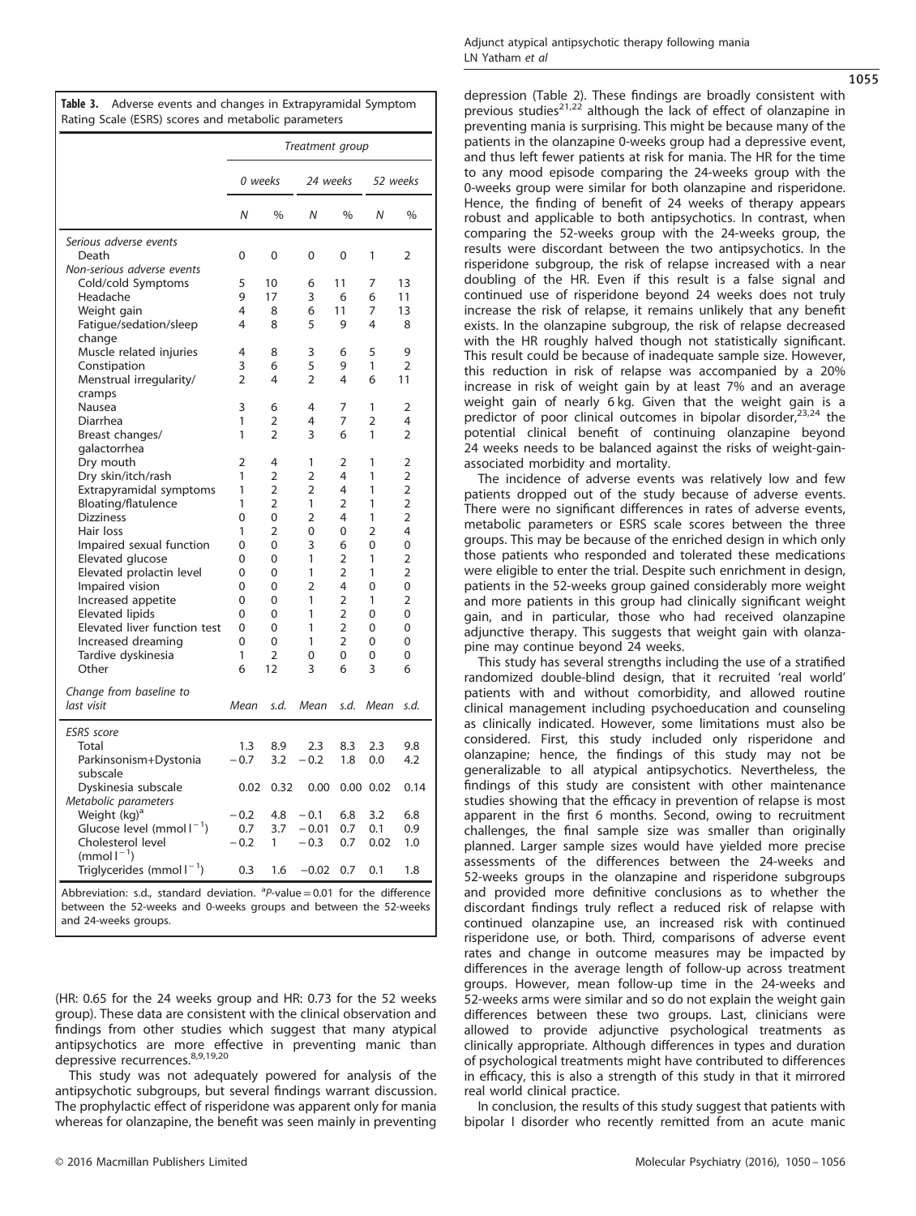**Table 3.** Adverse events and changes in Extrapyramidal Symptom Rating Scale (ESRS) scores and metabolic parameters

| | Treatment group | | | | | |
|---|---|---|---|---|---|---|
| | 0 weeks | | 24 weeks | | 52 weeks | |
| | N | % | N | % | N | % |
| *Serious adverse events* | | | | | | |
| Death | 0 | 0 | 0 | 0 | 1 | 2 |
| *Non-serious adverse events* | | | | | | |
| Cold/cold Symptoms | 5 | 10 | 6 | 11 | 7 | 13 |
| Headache | 9 | 17 | 3 | 6 | 6 | 11 |
| Weight gain | 4 | 8 | 6 | 11 | 7 | 13 |
| Fatigue/sedation/sleep change | 4 | 8 | 5 | 9 | 4 | 8 |
| Muscle related injuries | 4 | 8 | 3 | 6 | 5 | 9 |
| Constipation | 3 | 6 | 5 | 9 | 1 | 2 |
| Menstrual irregularity/cramps | 2 | 4 | 2 | 4 | 6 | 11 |
| Nausea | 3 | 6 | 4 | 7 | 1 | 2 |
| Diarrhea | 1 | 2 | 4 | 7 | 2 | 4 |
| Breast changes/galactorrhea | 1 | 2 | 3 | 6 | 1 | 2 |
| Dry mouth | 2 | 4 | 1 | 2 | 1 | 2 |
| Dry skin/itch/rash | 1 | 2 | 2 | 4 | 1 | 2 |
| Extrapyramidal symptoms | 1 | 2 | 2 | 4 | 1 | 2 |
| Bloating/flatulence | 1 | 2 | 1 | 2 | 1 | 2 |
| Dizziness | 0 | 0 | 2 | 4 | 1 | 2 |
| Hair loss | 1 | 2 | 0 | 0 | 2 | 4 |
| Impaired sexual function | 0 | 0 | 3 | 6 | 0 | 0 |
| Elevated glucose | 0 | 0 | 1 | 2 | 1 | 2 |
| Elevated prolactin level | 0 | 0 | 1 | 2 | 1 | 2 |
| Impaired vision | 0 | 0 | 2 | 4 | 0 | 0 |
| Increased appetite | 0 | 0 | 1 | 2 | 1 | 2 |
| Elevated lipids | 0 | 0 | 1 | 2 | 0 | 0 |
| Elevated liver function test | 0 | 0 | 1 | 2 | 0 | 0 |
| Increased dreaming | 0 | 0 | 1 | 2 | 0 | 0 |
| Tardive dyskinesia | 1 | 2 | 0 | 0 | 0 | 0 |
| Other | 6 | 12 | 3 | 6 | 3 | 6 |
| *Change from baseline to last visit* | Mean | s.d. | Mean | s.d. | Mean | s.d. |
| *ESRS score* | | | | | | |
| Total | 1.3 | 8.9 | 2.3 | 8.3 | 2.3 | 9.8 |
| Parkinsonism+Dystonia subscale | −0.7 | 3.2 | −0.2 | 1.8 | 0.0 | 4.2 |
| Dyskinesia subscale | 0.02 | 0.32 | 0.00 | 0.00 | 0.02 | 0.14 |
| *Metabolic parameters* | | | | | | |
| Weight (kg)[a] | −0.2 | 4.8 | −0.1 | 6.8 | 3.2 | 6.8 |
| Glucose level (mmol $l^{-1}$) | 0.7 | 3.7 | −0.01 | 0.7 | 0.1 | 0.9 |
| Cholesterol level (mmol $l^{-1}$) | −0.2 | 1 | −0.3 | 0.7 | 0.02 | 1.0 |
| Triglycerides (mmol $l^{-1}$) | 0.3 | 1.6 | −0.02 | 0.7 | 0.1 | 1.8 |

Abbreviation: s.d., standard deviation. [a]P-value = 0.01 for the difference between the 52-weeks and 0-weeks groups and between the 52-weeks and 24-weeks groups.

(HR: 0.65 for the 24 weeks group and HR: 0.73 for the 52 weeks group). These data are consistent with the clinical observation and findings from other studies which suggest that many atypical antipsychotics are more effective in preventing manic than depressive recurrences.[8,9,19,20]

This study was not adequately powered for analysis of the antipsychotic subgroups, but several findings warrant discussion. The prophylactic effect of risperidone was apparent only for mania whereas for olanzapine, the benefit was seen mainly in preventing depression (Table 2). These findings are broadly consistent with previous studies[21,22] although the lack of effect of olanzapine in preventing mania is surprising. This might be because many of the patients in the olanzapine 0-weeks group had a depressive event, and thus left fewer patients at risk for mania. The HR for the time to any mood episode comparing the 24-weeks group with the 0-weeks group were similar for both olanzapine and risperidone. Hence, the finding of benefit of 24 weeks of therapy appears robust and applicable to both antipsychotics. In contrast, when comparing the 52-weeks group with the 24-weeks group, the results were discordant between the two antipsychotics. In the risperidone subgroup, the risk of relapse increased with a near doubling of the HR. Even if this result is a false signal and continued use of risperidone beyond 24 weeks does not truly increase the risk of relapse, it remains unlikely that any benefit exists. In the olanzapine subgroup, the risk of relapse decreased with the HR roughly halved though not statistically significant. This result could be because of inadequate sample size. However, this reduction in risk of relapse was accompanied by a 20% increase in risk of weight gain by at least 7% and an average weight gain of nearly 6 kg. Given that the weight gain is a predictor of poor clinical outcomes in bipolar disorder,[23,24] the potential clinical benefit of continuing olanzapine beyond 24 weeks needs to be balanced against the risks of weight-gain-associated morbidity and mortality.

The incidence of adverse events was relatively low and few patients dropped out of the study because of adverse events. There were no significant differences in rates of adverse events, metabolic parameters or ESRS scale scores between the three groups. This may be because of the enriched design in which only those patients who responded and tolerated these medications were eligible to enter the trial. Despite such enrichment in design, patients in the 52-weeks group gained considerably more weight and more patients in this group had clinically significant weight gain, and in particular, those who had received olanzapine adjunctive therapy. This suggests that weight gain with olanzapine may continue beyond 24 weeks.

This study has several strengths including the use of a stratified randomized double-blind design, that it recruited 'real world' patients with and without comorbidity, and allowed routine clinical management including psychoeducation and counseling as clinically indicated. However, some limitations must also be considered. First, this study included only risperidone and olanzapine; hence, the findings of this study may not be generalizable to all atypical antipsychotics. Nevertheless, the findings of this study are consistent with other maintenance studies showing that the efficacy in prevention of relapse is most apparent in the first 6 months. Second, owing to recruitment challenges, the final sample size was smaller than originally planned. Larger sample sizes would have yielded more precise assessments of the differences between the 24-weeks and 52-weeks groups in the olanzapine and risperidone subgroups and provided more definitive conclusions as to whether the discordant findings truly reflect a reduced risk of relapse with continued olanzapine use, an increased risk with continued risperidone use, or both. Third, comparisons of adverse event rates and change in outcome measures may be impacted by differences in the average length of follow-up across treatment groups. However, mean follow-up time in the 24-weeks and 52-weeks arms were similar and so do not explain the weight gain differences between these two groups. Last, clinicians were allowed to provide adjunctive psychological treatments as clinically appropriate. Although differences in types and duration of psychological treatments might have contributed to differences in efficacy, this is also a strength of this study in that it mirrored real world clinical practice.

In conclusion, the results of this study suggest that patients with bipolar I disorder who recently remitted from an acute manic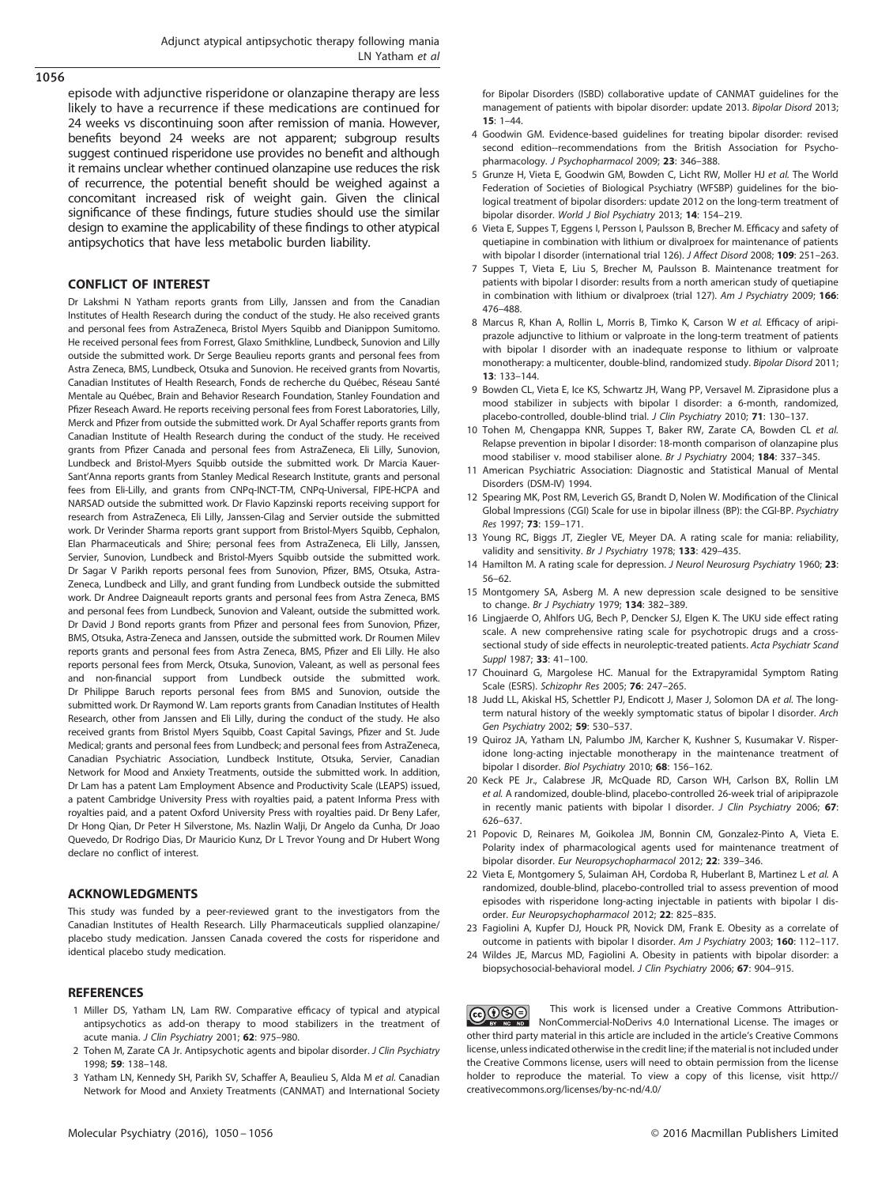episode with adjunctive risperidone or olanzapine therapy are less likely to have a recurrence if these medications are continued for 24 weeks vs discontinuing soon after remission of mania. However, benefits beyond 24 weeks are not apparent; subgroup results suggest continued risperidone use provides no benefit and although it remains unclear whether continued olanzapine use reduces the risk of recurrence, the potential benefit should be weighed against a concomitant increased risk of weight gain. Given the clinical significance of these findings, future studies should use the similar design to examine the applicability of these findings to other atypical antipsychotics that have less metabolic burden liability.

## CONFLICT OF INTEREST

Dr Lakshmi N Yatham reports grants from Lilly, Janssen and from the Canadian Institutes of Health Research during the conduct of the study. He also received grants and personal fees from AstraZeneca, Bristol Myers Squibb and Dianippon Sumitomo. He received personal fees from Forrest, Glaxo Smithkline, Lundbeck, Sunovion and Lilly outside the submitted work. Dr Serge Beaulieu reports grants and personal fees from Astra Zeneca, BMS, Lundbeck, Otsuka and Sunovion. He received grants from Novartis, Canadian Institutes of Health Research, Fonds de recherche du Québec, Réseau Santé Mentale au Québec, Brain and Behavior Research Foundation, Stanley Foundation and Pfizer Reseach Award. He reports receiving personal fees from Forest Laboratories, Lilly, Merck and Pfizer from outside the submitted work. Dr Ayal Schaffer reports grants from Canadian Institute of Health Research during the conduct of the study. He received grants from Pfizer Canada and personal fees from AstraZeneca, Eli Lilly, Sunovion, Lundbeck and Bristol-Myers Squibb outside the submitted work. Dr Marcia Kauer-Sant'Anna reports grants from Stanley Medical Research Institute, grants and personal fees from Eli-Lilly, and grants from CNPq-INCT-TM, CNPq-Universal, FIPE-HCPA and NARSAD outside the submitted work. Dr Flavio Kapzinski reports receiving support for research from AstraZeneca, Eli Lilly, Janssen-Cilag and Servier outside the submitted work. Dr Verinder Sharma reports grant support from Bristol-Myers Squibb, Cephalon, Elan Pharmaceuticals and Shire; personal fees from AstraZeneca, Eli Lilly, Janssen, Servier, Sunovion, Lundbeck and Bristol-Myers Squibb outside the submitted work. Dr Sagar V Parikh reports personal fees from Sunovion, Pfizer, BMS, Otsuka, Astra-Zeneca, Lundbeck and Lilly, and grant funding from Lundbeck outside the submitted work. Dr Andree Daigneault reports grants and personal fees from Astra Zeneca, BMS and personal fees from Lundbeck, Sunovion and Valeant, outside the submitted work. Dr David J Bond reports grants from Pfizer and personal fees from Sunovion, Pfizer, BMS, Otsuka, Astra-Zeneca and Janssen, outside the submitted work. Dr Roumen Milev reports grants and personal fees from Astra Zeneca, BMS, Pfizer and Eli Lilly. He also reports personal fees from Merck, Otsuka, Sunovion, Valeant, as well as personal fees and non-financial support from Lundbeck outside the submitted work. Dr Philippe Baruch reports personal fees from BMS and Sunovion, outside the submitted work. Dr Raymond W. Lam reports grants from Canadian Institutes of Health Research, other from Janssen and Eli Lilly, during the conduct of the study. He also received grants from Bristol Myers Squibb, Coast Capital Savings, Pfizer and St. Jude Medical; grants and personal fees from Lundbeck; and personal fees from AstraZeneca, Canadian Psychiatric Association, Lundbeck Institute, Otsuka, Servier, Canadian Network for Mood and Anxiety Treatments, outside the submitted work. In addition, Dr Lam has a patent Lam Employment Absence and Productivity Scale (LEAPS) issued, a patent Cambridge University Press with royalties paid, a patent Informa Press with royalties paid, and a patent Oxford University Press with royalties paid. Dr Beny Lafer, Dr Hong Qian, Dr Peter H Silverstone, Ms. Nazlin Walji, Dr Angelo da Cunha, Dr Joao Quevedo, Dr Rodrigo Dias, Dr Mauricio Kunz, Dr L Trevor Young and Dr Hubert Wong declare no conflict of interest.

## ACKNOWLEDGMENTS

This study was funded by a peer-reviewed grant to the investigators from the Canadian Institutes of Health Research. Lilly Pharmaceuticals supplied olanzapine/placebo study medication. Janssen Canada covered the costs for risperidone and identical placebo study medication.

## REFERENCES

1 Miller DS, Yatham LN, Lam RW. Comparative efficacy of typical and atypical antipsychotics as add-on therapy to mood stabilizers in the treatment of acute mania. *J Clin Psychiatry* 2001; **62**: 975–980.

2 Tohen M, Zarate CA Jr. Antipsychotic agents and bipolar disorder. *J Clin Psychiatry* 1998; **59**: 138–148.

3 Yatham LN, Kennedy SH, Parikh SV, Schaffer A, Beaulieu S, Alda M *et al.* Canadian Network for Mood and Anxiety Treatments (CANMAT) and International Society for Bipolar Disorders (ISBD) collaborative update of CANMAT guidelines for the management of patients with bipolar disorder: update 2013. *Bipolar Disord* 2013; **15**: 1–44.

4 Goodwin GM. Evidence-based guidelines for treating bipolar disorder: revised second edition--recommendations from the British Association for Psychopharmacology. *J Psychopharmacol* 2009; **23**: 346–388.

5 Grunze H, Vieta E, Goodwin GM, Bowden C, Licht RW, Moller HJ *et al.* The World Federation of Societies of Biological Psychiatry (WFSBP) guidelines for the biological treatment of bipolar disorders: update 2012 on the long-term treatment of bipolar disorder. *World J Biol Psychiatry* 2013; **14**: 154–219.

6 Vieta E, Suppes T, Eggens I, Persson I, Paulsson B, Brecher M. Efficacy and safety of quetiapine in combination with lithium or divalproex for maintenance of patients with bipolar I disorder (international trial 126). *J Affect Disord* 2008; **109**: 251–263.

7 Suppes T, Vieta E, Liu S, Brecher M, Paulsson B. Maintenance treatment for patients with bipolar I disorder: results from a north american study of quetiapine in combination with lithium or divalproex (trial 127). *Am J Psychiatry* 2009; **166**: 476–488.

8 Marcus R, Khan A, Rollin L, Morris B, Timko K, Carson W *et al.* Efficacy of aripiprazole adjunctive to lithium or valproate in the long-term treatment of patients with bipolar I disorder with an inadequate response to lithium or valproate monotherapy: a multicenter, double-blind, randomized study. *Bipolar Disord* 2011; **13**: 133–144.

9 Bowden CL, Vieta E, Ice KS, Schwartz JH, Wang PP, Versavel M. Ziprasidone plus a mood stabilizer in subjects with bipolar I disorder: a 6-month, randomized, placebo-controlled, double-blind trial. *J Clin Psychiatry* 2010; **71**: 130–137.

10 Tohen M, Chengappa KNR, Suppes T, Baker RW, Zarate CA, Bowden CL *et al.* Relapse prevention in bipolar I disorder: 18-month comparison of olanzapine plus mood stabiliser v. mood stabiliser alone. *Br J Psychiatry* 2004; **184**: 337–345.

11 American Psychiatric Association: Diagnostic and Statistical Manual of Mental Disorders (DSM-IV) 1994.

12 Spearing MK, Post RM, Leverich GS, Brandt D, Nolen W. Modification of the Clinical Global Impressions (CGI) Scale for use in bipolar illness (BP): the CGI-BP. *Psychiatry Res* 1997; **73**: 159–171.

13 Young RC, Biggs JT, Ziegler VE, Meyer DA. A rating scale for mania: reliability, validity and sensitivity. *Br J Psychiatry* 1978; **133**: 429–435.

14 Hamilton M. A rating scale for depression. *J Neurol Neurosurg Psychiatry* 1960; **23**: 56–62.

15 Montgomery SA, Asberg M. A new depression scale designed to be sensitive to change. *Br J Psychiatry* 1979; **134**: 382–389.

16 Lingjaerde O, Ahlfors UG, Bech P, Dencker SJ, Elgen K. The UKU side effect rating scale. A new comprehensive rating scale for psychotropic drugs and a cross-sectional study of side effects in neuroleptic-treated patients. *Acta Psychiatr Scand Suppl* 1987; **33**: 41–100.

17 Chouinard G, Margolese HC. Manual for the Extrapyramidal Symptom Rating Scale (ESRS). *Schizophr Res* 2005; **76**: 247–265.

18 Judd LL, Akiskal HS, Schettler PJ, Endicott J, Maser J, Solomon DA *et al.* The long-term natural history of the weekly symptomatic status of bipolar I disorder. *Arch Gen Psychiatry* 2002; **59**: 530–537.

19 Quiroz JA, Yatham LN, Palumbo JM, Karcher K, Kushner S, Kusumakar V. Risperidone long-acting injectable monotherapy in the maintenance treatment of bipolar I disorder. *Biol Psychiatry* 2010; **68**: 156–162.

20 Keck PE Jr., Calabrese JR, McQuade RD, Carson WH, Carlson BX, Rollin LM *et al.* A randomized, double-blind, placebo-controlled 26-week trial of aripiprazole in recently manic patients with bipolar I disorder. *J Clin Psychiatry* 2006; **67**: 626–637.

21 Popovic D, Reinares M, Goikolea JM, Bonnin CM, Gonzalez-Pinto A, Vieta E. Polarity index of pharmacological agents used for maintenance treatment of bipolar disorder. *Eur Neuropsychopharmacol* 2012; **22**: 339–346.

22 Vieta E, Montgomery S, Sulaiman AH, Cordoba R, Huberlant B, Martinez L *et al.* A randomized, double-blind, placebo-controlled trial to assess prevention of mood episodes with risperidone long-acting injectable in patients with bipolar I disorder. *Eur Neuropsychopharmacol* 2012; **22**: 825–835.

23 Fagiolini A, Kupfer DJ, Houck PR, Novick DM, Frank E. Obesity as a correlate of outcome in patients with bipolar I disorder. *Am J Psychiatry* 2003; **160**: 112–117.

24 Wildes JE, Marcus MD, Fagiolini A. Obesity in patients with bipolar disorder: a biopsychosocial-behavioral model. *J Clin Psychiatry* 2006; **67**: 904–915.

This work is licensed under a Creative Commons Attribution-NonCommercial-NoDerivs 4.0 International License. The images or other third party material in this article are included in the article's Creative Commons license, unless indicated otherwise in the credit line; if the material is not included under the Creative Commons license, users will need to obtain permission from the license holder to reproduce the material. To view a copy of this license, visit http://creativecommons.org/licenses/by-nc-nd/4.0/